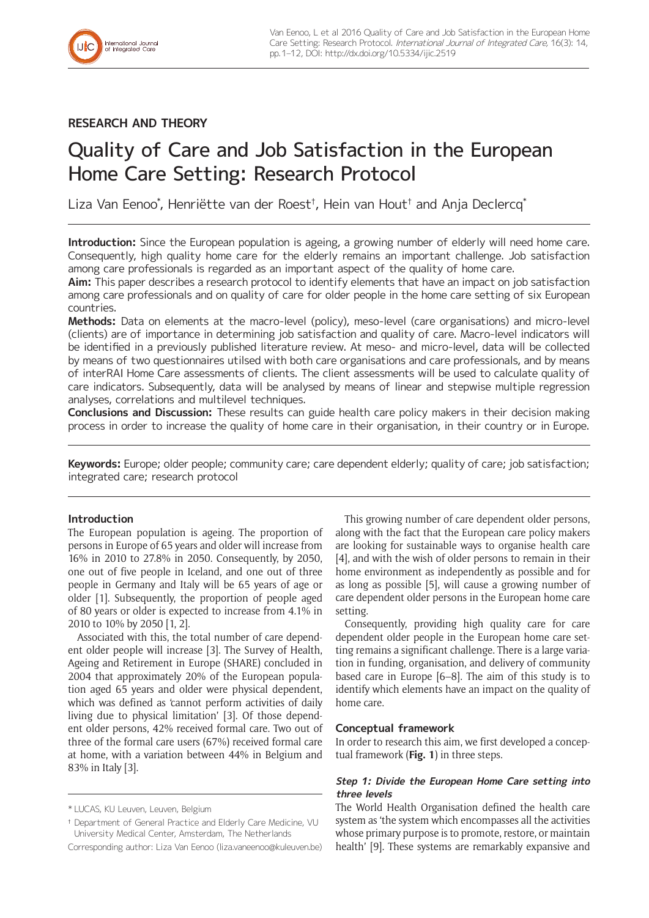## RESEARCH AND THEORY

# Quality of Care and Job Satisfaction in the European Home Care Setting: Research Protocol

Liza Van Eenoo*, Henriëtte van der Roest†, Hein van Hout† and Anja Declercq*

**Introduction:** Since the European population is ageing, a growing number of elderly will need home care. Consequently, high quality home care for the elderly remains an important challenge. Job satisfaction among care professionals is regarded as an important aspect of the quality of home care.

**Aim:** This paper describes a research protocol to identify elements that have an impact on job satisfaction among care professionals and on quality of care for older people in the home care setting of six European countries.

**Methods:** Data on elements at the macro-level (policy), meso-level (care organisations) and micro-level (clients) are of importance in determining job satisfaction and quality of care. Macro-level indicators will be identified in a previously published literature review. At meso- and micro-level, data will be collected by means of two questionnaires utilsed with both care organisations and care professionals, and by means of interRAI Home Care assessments of clients. The client assessments will be used to calculate quality of care indicators. Subsequently, data will be analysed by means of linear and stepwise multiple regression analyses, correlations and multilevel techniques.

**Conclusions and Discussion:** These results can guide health care policy makers in their decision making process in order to increase the quality of home care in their organisation, in their country or in Europe.

**Keywords:** Europe; older people; community care; care dependent elderly; quality of care; job satisfaction; integrated care; research protocol

### Introduction

The European population is ageing. The proportion of persons in Europe of 65 years and older will increase from 16% in 2010 to 27.8% in 2050. Consequently, by 2050, one out of five people in Iceland, and one out of three people in Germany and Italy will be 65 years of age or older [1]. Subsequently, the proportion of people aged of 80 years or older is expected to increase from 4.1% in 2010 to 10% by 2050 [1, 2].

Associated with this, the total number of care dependent older people will increase [3]. The Survey of Health, Ageing and Retirement in Europe (SHARE) concluded in 2004 that approximately 20% of the European population aged 65 years and older were physical dependent, which was defined as 'cannot perform activities of daily living due to physical limitation' [3]. Of those dependent older persons, 42% received formal care. Two out of three of the formal care users (67%) received formal care at home, with a variation between 44% in Belgium and 83% in Italy [3].

This growing number of care dependent older persons, along with the fact that the European care policy makers are looking for sustainable ways to organise health care [4], and with the wish of older persons to remain in their home environment as independently as possible and for as long as possible [5], will cause a growing number of care dependent older persons in the European home care setting.

Consequently, providing high quality care for care dependent older people in the European home care setting remains a significant challenge. There is a large variation in funding, organisation, and delivery of community based care in Europe [6–8]. The aim of this study is to identify which elements have an impact on the quality of home care.

### Conceptual framework

In order to research this aim, we first developed a conceptual framework (**Fig. 1**) in three steps.

#### *Step 1: Divide the European Home Care setting into three levels*

The World Health Organisation defined the health care system as 'the system which encompasses all the activities whose primary purpose is to promote, restore, or maintain health' [9]. These systems are remarkably expansive and

\* LUCAS, KU Leuven, Leuven, Belgium

† Department of General Practice and Elderly Care Medicine, VU University Medical Center, Amsterdam, The Netherlands

Corresponding author: Liza Van Eenoo (liza.vaneenoo@kuleuven.be)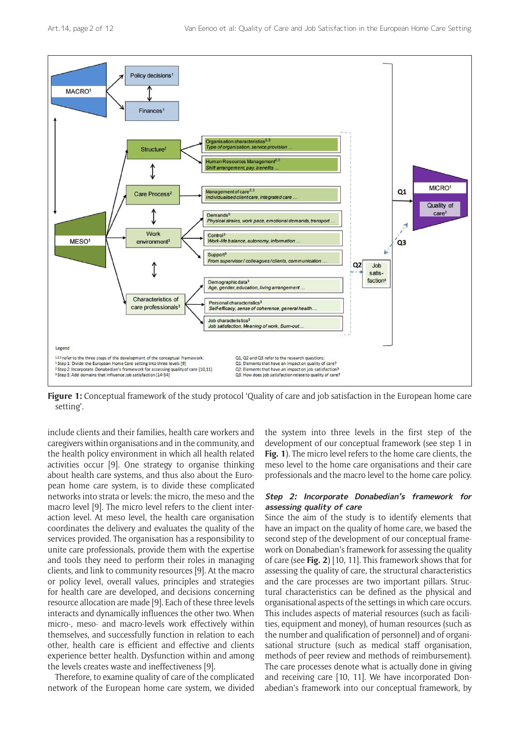**Figure 1:** Conceptual framework of the study protocol 'Quality of care and job satisfaction in the European home care setting'.

include clients and their families, health care workers and caregivers within organisations and in the community, and the health policy environment in which all health related activities occur [9]. One strategy to organise thinking about health care systems, and thus also about the European home care system, is to divide these complicated networks into strata or levels: the micro, the meso and the macro level [9]. The micro level refers to the client interaction level. At meso level, the health care organisation coordinates the delivery and evaluates the quality of the services provided. The organisation has a responsibility to unite care professionals, provide them with the expertise and tools they need to perform their roles in managing clients, and link to community resources [9]. At the macro or policy level, overall values, principles and strategies for health care are developed, and decisions concerning resource allocation are made [9]. Each of these three levels interacts and dynamically influences the other two. When micro-, meso- and macro-levels work effectively within themselves, and successfully function in relation to each other, health care is efficient and effective and clients experience better health. Dysfunction within and among the levels creates waste and ineffectiveness [9].

Therefore, to examine quality of care of the complicated network of the European home care system, we divided the system into three levels in the first step of the development of our conceptual framework (see step 1 in **Fig. 1**). The micro level refers to the home care clients, the meso level to the home care organisations and their care professionals and the macro level to the home care policy.

### *Step 2: Incorporate Donabedian's framework for assessing quality of care*

Since the aim of the study is to identify elements that have an impact on the quality of home care, we based the second step of the development of our conceptual framework on Donabedian's framework for assessing the quality of care (see **Fig. 2**) [10, 11]. This framework shows that for assessing the quality of care, the structural characteristics and the care processes are two important pillars. Structural characteristics can be defined as the physical and organisational aspects of the settings in which care occurs. This includes aspects of material resources (such as facilities, equipment and money), of human resources (such as the number and qualification of personnel) and of organisational structure (such as medical staff organisation, methods of peer review and methods of reimbursement). The care processes denote what is actually done in giving and receiving care [10, 11]. We have incorporated Donabedian's framework into our conceptual framework, by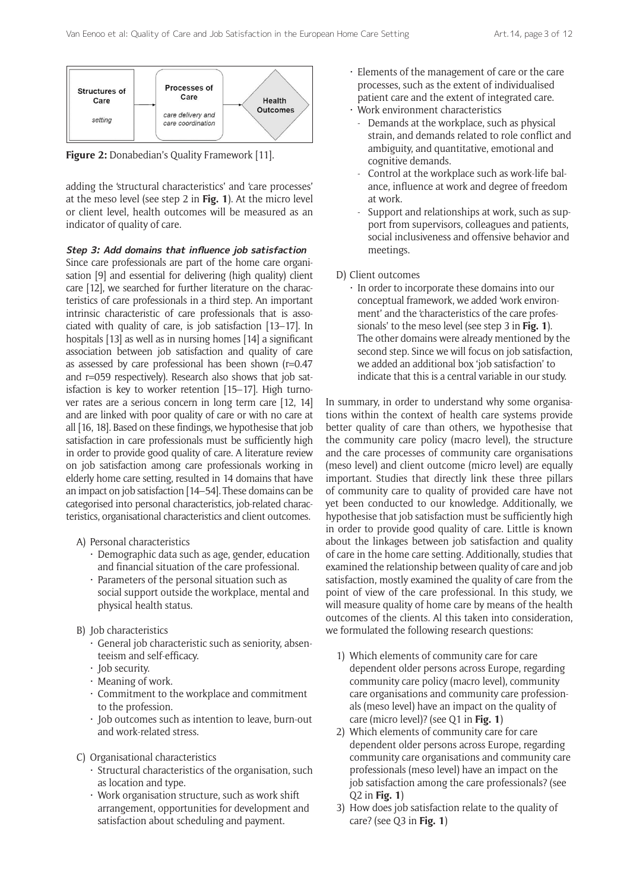Figure 2: Donabedian's Quality Framework [11].

adding the 'structural characteristics' and 'care processes' at the meso level (see step 2 in **Fig. 1**). At the micro level or client level, health outcomes will be measured as an indicator of quality of care.

### Step 3: Add domains that influence job satisfaction

Since care professionals are part of the home care organisation [9] and essential for delivering (high quality) client care [12], we searched for further literature on the characteristics of care professionals in a third step. An important intrinsic characteristic of care professionals that is associated with quality of care, is job satisfaction [13–17]. In hospitals [13] as well as in nursing homes [14] a significant association between job satisfaction and quality of care as assessed by care professional has been shown (r=0.47 and r=059 respectively). Research also shows that job satisfaction is key to worker retention [15–17]. High turnover rates are a serious concern in long term care [12, 14] and are linked with poor quality of care or with no care at all [16, 18]. Based on these findings, we hypothesise that job satisfaction in care professionals must be sufficiently high in order to provide good quality of care. A literature review on job satisfaction among care professionals working in elderly home care setting, resulted in 14 domains that have an impact on job satisfaction [14–54]. These domains can be categorised into personal characteristics, job-related characteristics, organisational characteristics and client outcomes.

A) Personal characteristics
   - Demographic data such as age, gender, education and financial situation of the care professional.
   - Parameters of the personal situation such as social support outside the workplace, mental and physical health status.

B) Job characteristics
   - General job characteristic such as seniority, absenteeism and self-efficacy.
   - Job security.
   - Meaning of work.
   - Commitment to the workplace and commitment to the profession.
   - Job outcomes such as intention to leave, burn-out and work-related stress.

C) Organisational characteristics
   - Structural characteristics of the organisation, such as location and type.
   - Work organisation structure, such as work shift arrangement, opportunities for development and satisfaction about scheduling and payment.
   - Elements of the management of care or the care processes, such as the extent of individualised patient care and the extent of integrated care.
   - Work environment characteristics
     - Demands at the workplace, such as physical strain, and demands related to role conflict and ambiguity, and quantitative, emotional and cognitive demands.
     - Control at the workplace such as work-life balance, influence at work and degree of freedom at work.
     - Support and relationships at work, such as support from supervisors, colleagues and patients, social inclusiveness and offensive behavior and meetings.

D) Client outcomes
   - In order to incorporate these domains into our conceptual framework, we added 'work environment' and the 'characteristics of the care professionals' to the meso level (see step 3 in **Fig. 1**). The other domains were already mentioned by the second step. Since we will focus on job satisfaction, we added an additional box 'job satisfaction' to indicate that this is a central variable in our study.

In summary, in order to understand why some organisations within the context of health care systems provide better quality of care than others, we hypothesise that the community care policy (macro level), the structure and the care processes of community care organisations (meso level) and client outcome (micro level) are equally important. Studies that directly link these three pillars of community care to quality of provided care have not yet been conducted to our knowledge. Additionally, we hypothesise that job satisfaction must be sufficiently high in order to provide good quality of care. Little is known about the linkages between job satisfaction and quality of care in the home care setting. Additionally, studies that examined the relationship between quality of care and job satisfaction, mostly examined the quality of care from the point of view of the care professional. In this study, we will measure quality of home care by means of the health outcomes of the clients. Al this taken into consideration, we formulated the following research questions:

1) Which elements of community care for care dependent older persons across Europe, regarding community care policy (macro level), community care organisations and community care professionals (meso level) have an impact on the quality of care (micro level)? (see Q1 in **Fig. 1**)
2) Which elements of community care for care dependent older persons across Europe, regarding community care organisations and community care professionals (meso level) have an impact on the job satisfaction among the care professionals? (see Q2 in **Fig. 1**)
3) How does job satisfaction relate to the quality of care? (see Q3 in **Fig. 1**)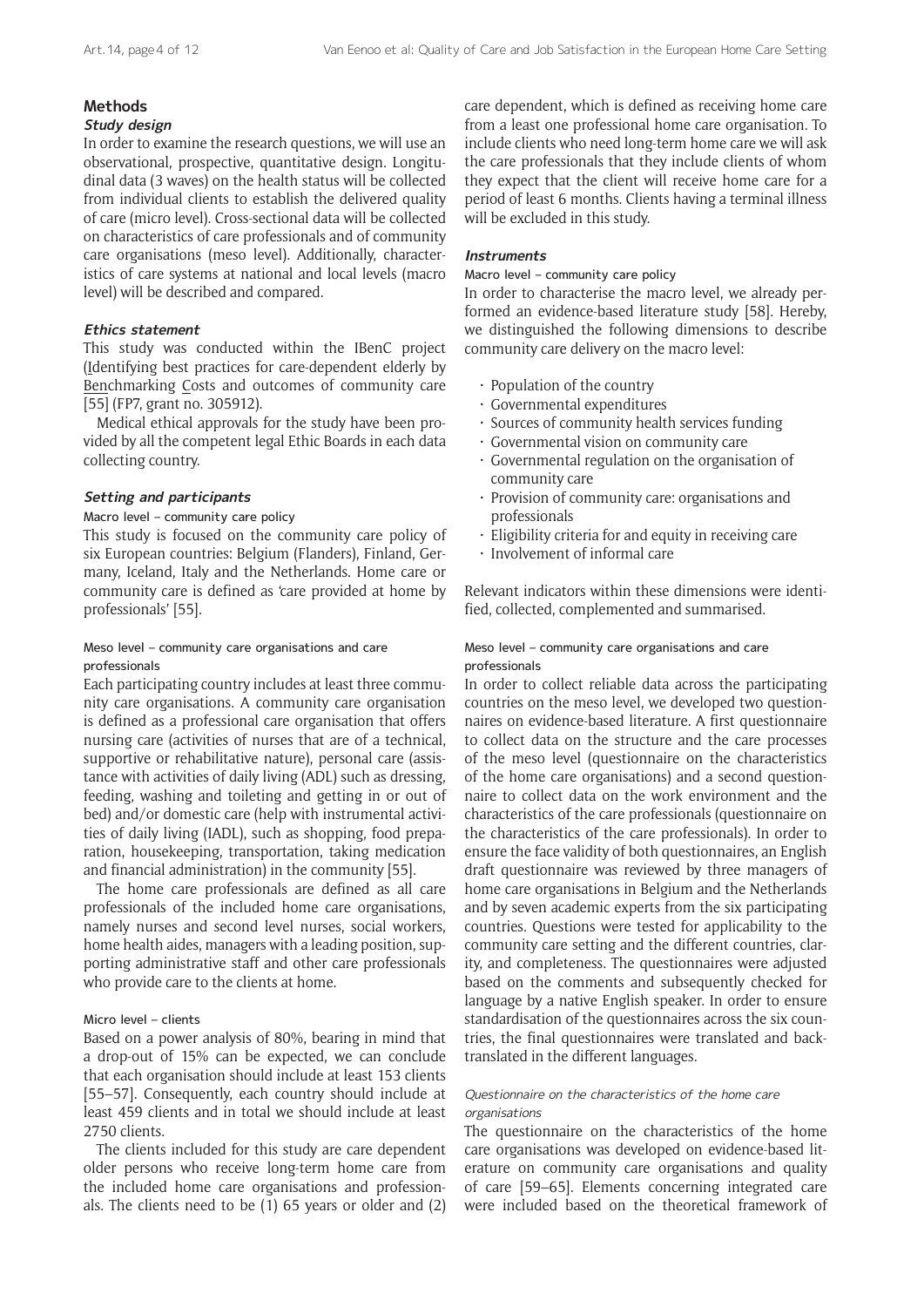## Methods

### Study design

In order to examine the research questions, we will use an observational, prospective, quantitative design. Longitudinal data (3 waves) on the health status will be collected from individual clients to establish the delivered quality of care (micro level). Cross-sectional data will be collected on characteristics of care professionals and of community care organisations (meso level). Additionally, characteristics of care systems at national and local levels (macro level) will be described and compared.

### Ethics statement

This study was conducted within the IBenC project (Identifying best practices for care-dependent elderly by Benchmarking Costs and outcomes of community care [55] (FP7, grant no. 305912).

Medical ethical approvals for the study have been provided by all the competent legal Ethic Boards in each data collecting country.

### Setting and participants

#### Macro level – community care policy

This study is focused on the community care policy of six European countries: Belgium (Flanders), Finland, Germany, Iceland, Italy and the Netherlands. Home care or community care is defined as 'care provided at home by professionals' [55].

#### Meso level – community care organisations and care professionals

Each participating country includes at least three community care organisations. A community care organisation is defined as a professional care organisation that offers nursing care (activities of nurses that are of a technical, supportive or rehabilitative nature), personal care (assistance with activities of daily living (ADL) such as dressing, feeding, washing and toileting and getting in or out of bed) and/or domestic care (help with instrumental activities of daily living (IADL), such as shopping, food preparation, housekeeping, transportation, taking medication and financial administration) in the community [55].

The home care professionals are defined as all care professionals of the included home care organisations, namely nurses and second level nurses, social workers, home health aides, managers with a leading position, supporting administrative staff and other care professionals who provide care to the clients at home.

#### Micro level – clients

Based on a power analysis of 80%, bearing in mind that a drop-out of 15% can be expected, we can conclude that each organisation should include at least 153 clients [55–57]. Consequently, each country should include at least 459 clients and in total we should include at least 2750 clients.

The clients included for this study are care dependent older persons who receive long-term home care from the included home care organisations and professionals. The clients need to be (1) 65 years or older and (2) care dependent, which is defined as receiving home care from a least one professional home care organisation. To include clients who need long-term home care we will ask the care professionals that they include clients of whom they expect that the client will receive home care for a period of least 6 months. Clients having a terminal illness will be excluded in this study.

### Instruments

#### Macro level – community care policy

In order to characterise the macro level, we already performed an evidence-based literature study [58]. Hereby, we distinguished the following dimensions to describe community care delivery on the macro level:

- Population of the country
- Governmental expenditures
- Sources of community health services funding
- Governmental vision on community care
- Governmental regulation on the organisation of community care
- Provision of community care: organisations and professionals
- Eligibility criteria for and equity in receiving care
- Involvement of informal care

Relevant indicators within these dimensions were identified, collected, complemented and summarised.

#### Meso level – community care organisations and care professionals

In order to collect reliable data across the participating countries on the meso level, we developed two questionnaires on evidence-based literature. A first questionnaire to collect data on the structure and the care processes of the meso level (questionnaire on the characteristics of the home care organisations) and a second questionnaire to collect data on the work environment and the characteristics of the care professionals (questionnaire on the characteristics of the care professionals). In order to ensure the face validity of both questionnaires, an English draft questionnaire was reviewed by three managers of home care organisations in Belgium and the Netherlands and by seven academic experts from the six participating countries. Questions were tested for applicability to the community care setting and the different countries, clarity, and completeness. The questionnaires were adjusted based on the comments and subsequently checked for language by a native English speaker. In order to ensure standardisation of the questionnaires across the six countries, the final questionnaires were translated and back-translated in the different languages.

*Questionnaire on the characteristics of the home care organisations*

The questionnaire on the characteristics of the home care organisations was developed on evidence-based literature on community care organisations and quality of care [59–65]. Elements concerning integrated care were included based on the theoretical framework of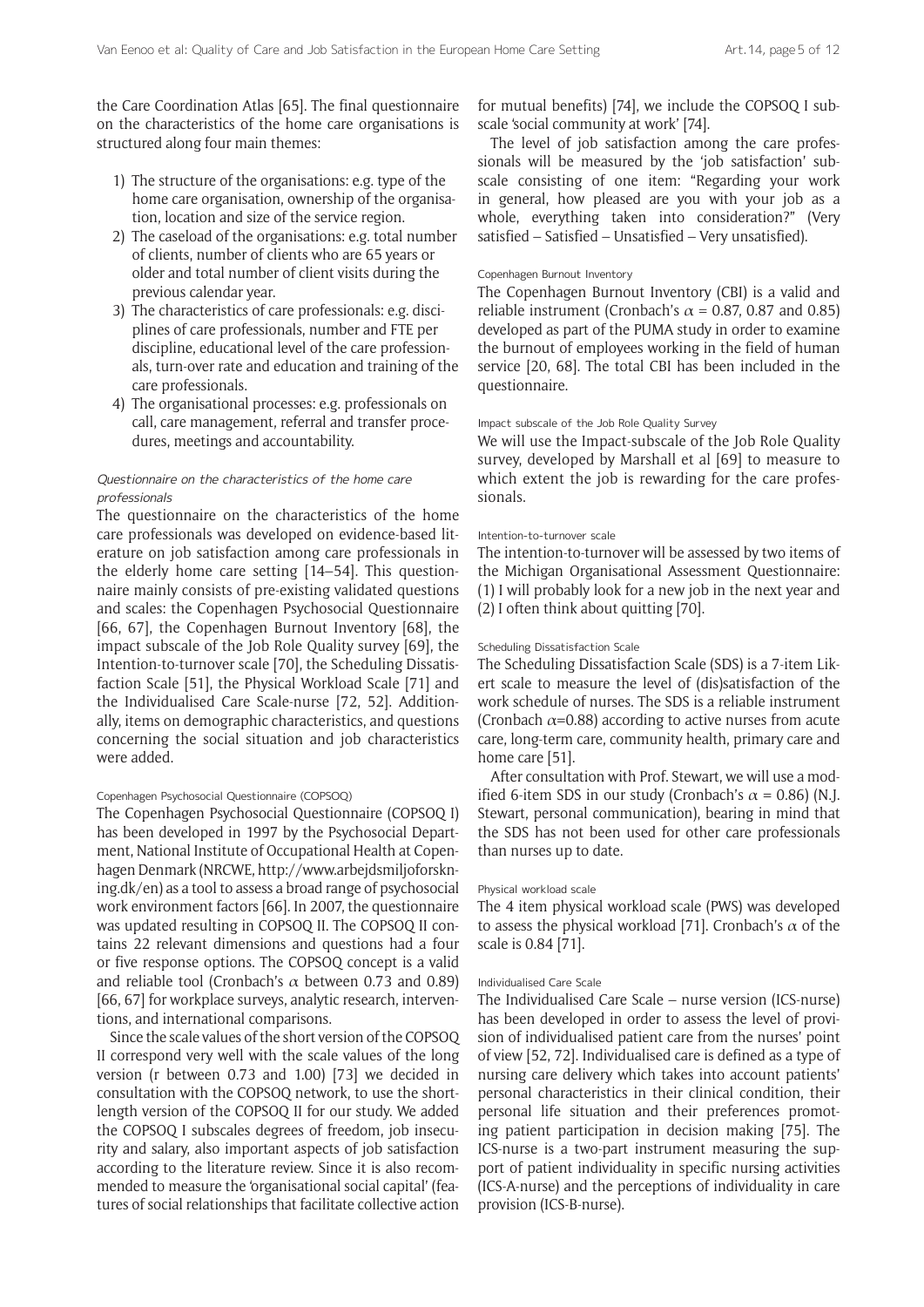the Care Coordination Atlas [65]. The final questionnaire on the characteristics of the home care organisations is structured along four main themes:

1) The structure of the organisations: e.g. type of the home care organisation, ownership of the organisation, location and size of the service region.
2) The caseload of the organisations: e.g. total number of clients, number of clients who are 65 years or older and total number of client visits during the previous calendar year.
3) The characteristics of care professionals: e.g. disciplines of care professionals, number and FTE per discipline, educational level of the care professionals, turn-over rate and education and training of the care professionals.
4) The organisational processes: e.g. professionals on call, care management, referral and transfer procedures, meetings and accountability.

#### *Questionnaire on the characteristics of the home care professionals*

The questionnaire on the characteristics of the home care professionals was developed on evidence-based literature on job satisfaction among care professionals in the elderly home care setting [14–54]. This questionnaire mainly consists of pre-existing validated questions and scales: the Copenhagen Psychosocial Questionnaire [66, 67], the Copenhagen Burnout Inventory [68], the impact subscale of the Job Role Quality survey [69], the Intention-to-turnover scale [70], the Scheduling Dissatisfaction Scale [51], the Physical Workload Scale [71] and the Individualised Care Scale-nurse [72, 52]. Additionally, items on demographic characteristics, and questions concerning the social situation and job characteristics were added.

##### Copenhagen Psychosocial Questionnaire (COPSOQ)

The Copenhagen Psychosocial Questionnaire (COPSOQ I) has been developed in 1997 by the Psychosocial Department, National Institute of Occupational Health at Copenhagen Denmark (NRCWE, http://www.arbejdsmiljoforskning.dk/en) as a tool to assess a broad range of psychosocial work environment factors [66]. In 2007, the questionnaire was updated resulting in COPSOQ II. The COPSOQ II contains 22 relevant dimensions and questions had a four or five response options. The COPSOQ concept is a valid and reliable tool (Cronbach's $\alpha$ between 0.73 and 0.89) [66, 67] for workplace surveys, analytic research, interventions, and international comparisons.

Since the scale values of the short version of the COPSOQ II correspond very well with the scale values of the long version (r between 0.73 and 1.00) [73] we decided in consultation with the COPSOQ network, to use the short-length version of the COPSOQ II for our study. We added the COPSOQ I subscales degrees of freedom, job insecurity and salary, also important aspects of job satisfaction according to the literature review. Since it is also recommended to measure the 'organisational social capital' (features of social relationships that facilitate collective action for mutual benefits) [74], we include the COPSOQ I subscale 'social community at work' [74].

The level of job satisfaction among the care professionals will be measured by the 'job satisfaction' subscale consisting of one item: "Regarding your work in general, how pleased are you with your job as a whole, everything taken into consideration?" (Very satisfied – Satisfied – Unsatisfied – Very unsatisfied).

##### Copenhagen Burnout Inventory

The Copenhagen Burnout Inventory (CBI) is a valid and reliable instrument (Cronbach's $\alpha$ = 0.87, 0.87 and 0.85) developed as part of the PUMA study in order to examine the burnout of employees working in the field of human service [20, 68]. The total CBI has been included in the questionnaire.

##### Impact subscale of the Job Role Quality Survey

We will use the Impact-subscale of the Job Role Quality survey, developed by Marshall et al [69] to measure to which extent the job is rewarding for the care professionals.

##### Intention-to-turnover scale

The intention-to-turnover will be assessed by two items of the Michigan Organisational Assessment Questionnaire: (1) I will probably look for a new job in the next year and (2) I often think about quitting [70].

##### Scheduling Dissatisfaction Scale

The Scheduling Dissatisfaction Scale (SDS) is a 7-item Likert scale to measure the level of (dis)satisfaction of the work schedule of nurses. The SDS is a reliable instrument (Cronbach $\alpha$=0.88) according to active nurses from acute care, long-term care, community health, primary care and home care [51].

After consultation with Prof. Stewart, we will use a modified 6-item SDS in our study (Cronbach's $\alpha$ = 0.86) (N.J. Stewart, personal communication), bearing in mind that the SDS has not been used for other care professionals than nurses up to date.

##### Physical workload scale

The 4 item physical workload scale (PWS) was developed to assess the physical workload [71]. Cronbach's $\alpha$ of the scale is 0.84 [71].

##### Individualised Care Scale

The Individualised Care Scale – nurse version (ICS-nurse) has been developed in order to assess the level of provision of individualised patient care from the nurses' point of view [52, 72]. Individualised care is defined as a type of nursing care delivery which takes into account patients' personal characteristics in their clinical condition, their personal life situation and their preferences promoting patient participation in decision making [75]. The ICS-nurse is a two-part instrument measuring the support of patient individuality in specific nursing activities (ICS-A-nurse) and the perceptions of individuality in care provision (ICS-B-nurse).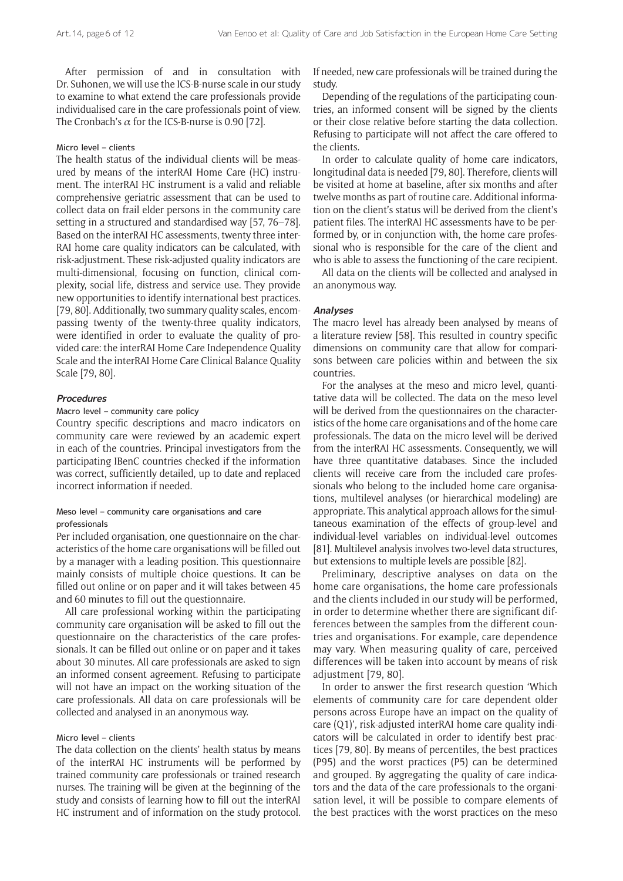After permission of and in consultation with Dr. Suhonen, we will use the ICS-B-nurse scale in our study to examine to what extend the care professionals provide individualised care in the care professionals point of view. The Cronbach's $\alpha$ for the ICS-B-nurse is 0.90 [72].

#### Micro level – clients

The health status of the individual clients will be measured by means of the interRAI Home Care (HC) instrument. The interRAI HC instrument is a valid and reliable comprehensive geriatric assessment that can be used to collect data on frail elder persons in the community care setting in a structured and standardised way [57, 76–78]. Based on the interRAI HC assessments, twenty three interRAI home care quality indicators can be calculated, with risk-adjustment. These risk-adjusted quality indicators are multi-dimensional, focusing on function, clinical complexity, social life, distress and service use. They provide new opportunities to identify international best practices. [79, 80]. Additionally, two summary quality scales, encompassing twenty of the twenty-three quality indicators, were identified in order to evaluate the quality of provided care: the interRAI Home Care Independence Quality Scale and the interRAI Home Care Clinical Balance Quality Scale [79, 80].

### *Procedures*

#### Macro level – community care policy

Country specific descriptions and macro indicators on community care were reviewed by an academic expert in each of the countries. Principal investigators from the participating IBenC countries checked if the information was correct, sufficiently detailed, up to date and replaced incorrect information if needed.

#### Meso level – community care organisations and care professionals

Per included organisation, one questionnaire on the characteristics of the home care organisations will be filled out by a manager with a leading position. This questionnaire mainly consists of multiple choice questions. It can be filled out online or on paper and it will takes between 45 and 60 minutes to fill out the questionnaire.

All care professional working within the participating community care organisation will be asked to fill out the questionnaire on the characteristics of the care professionals. It can be filled out online or on paper and it takes about 30 minutes. All care professionals are asked to sign an informed consent agreement. Refusing to participate will not have an impact on the working situation of the care professionals. All data on care professionals will be collected and analysed in an anonymous way.

#### Micro level – clients

The data collection on the clients' health status by means of the interRAI HC instruments will be performed by trained community care professionals or trained research nurses. The training will be given at the beginning of the study and consists of learning how to fill out the interRAI HC instrument and of information on the study protocol. If needed, new care professionals will be trained during the study.

Depending of the regulations of the participating countries, an informed consent will be signed by the clients or their close relative before starting the data collection. Refusing to participate will not affect the care offered to the clients.

In order to calculate quality of home care indicators, longitudinal data is needed [79, 80]. Therefore, clients will be visited at home at baseline, after six months and after twelve months as part of routine care. Additional information on the client's status will be derived from the client's patient files. The interRAI HC assessments have to be performed by, or in conjunction with, the home care professional who is responsible for the care of the client and who is able to assess the functioning of the care recipient.

All data on the clients will be collected and analysed in an anonymous way.

### *Analyses*

The macro level has already been analysed by means of a literature review [58]. This resulted in country specific dimensions on community care that allow for comparisons between care policies within and between the six countries.

For the analyses at the meso and micro level, quantitative data will be collected. The data on the meso level will be derived from the questionnaires on the characteristics of the home care organisations and of the home care professionals. The data on the micro level will be derived from the interRAI HC assessments. Consequently, we will have three quantitative databases. Since the included clients will receive care from the included care professionals who belong to the included home care organisations, multilevel analyses (or hierarchical modeling) are appropriate. This analytical approach allows for the simultaneous examination of the effects of group-level and individual-level variables on individual-level outcomes [81]. Multilevel analysis involves two-level data structures, but extensions to multiple levels are possible [82].

Preliminary, descriptive analyses on data on the home care organisations, the home care professionals and the clients included in our study will be performed, in order to determine whether there are significant differences between the samples from the different countries and organisations. For example, care dependence may vary. When measuring quality of care, perceived differences will be taken into account by means of risk adjustment [79, 80].

In order to answer the first research question 'Which elements of community care for care dependent older persons across Europe have an impact on the quality of care (Q1)', risk-adjusted interRAI home care quality indicators will be calculated in order to identify best practices [79, 80]. By means of percentiles, the best practices (P95) and the worst practices (P5) can be determined and grouped. By aggregating the quality of care indicators and the data of the care professionals to the organisation level, it will be possible to compare elements of the best practices with the worst practices on the meso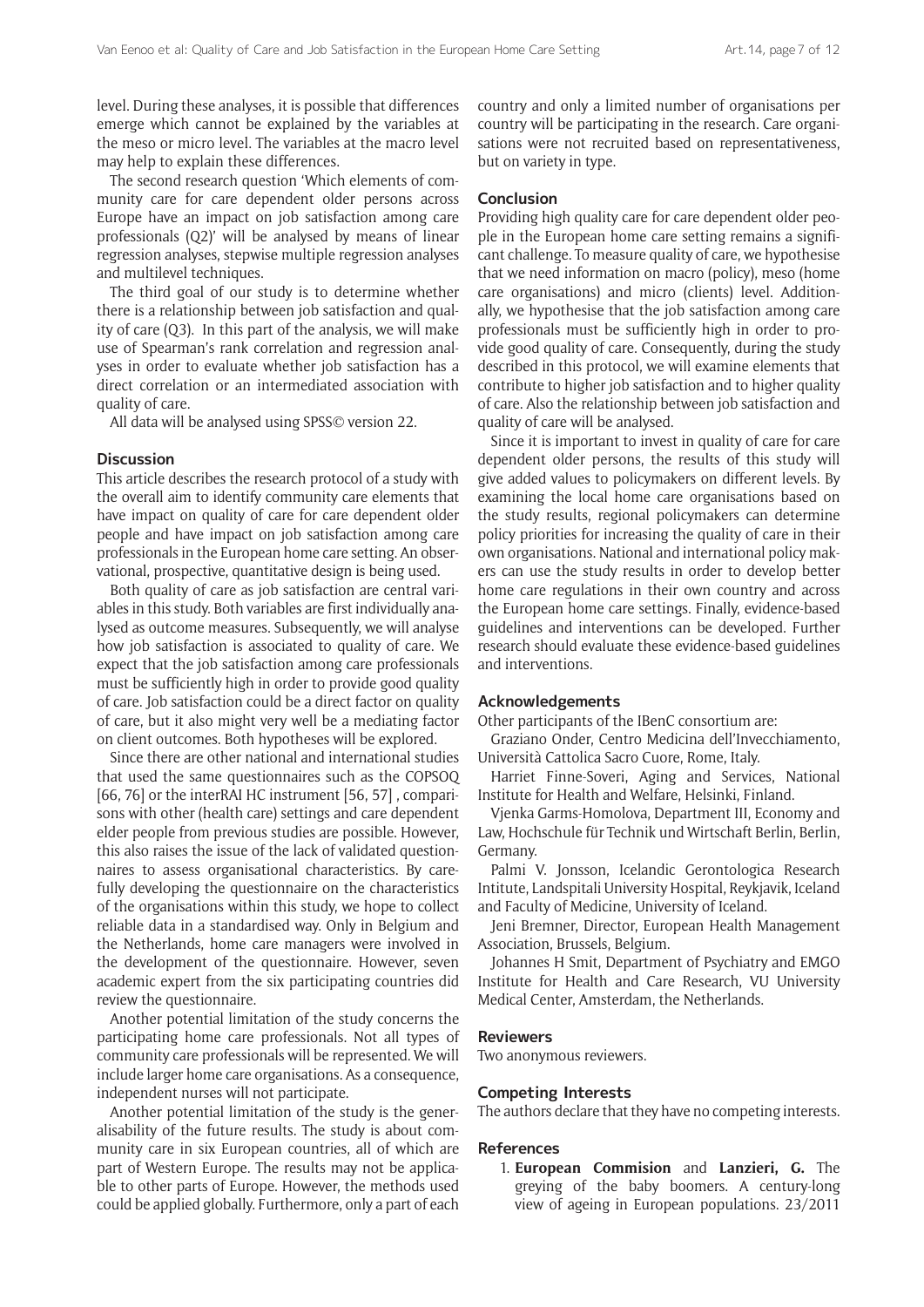level. During these analyses, it is possible that differences emerge which cannot be explained by the variables at the meso or micro level. The variables at the macro level may help to explain these differences.

The second research question 'Which elements of community care for care dependent older persons across Europe have an impact on job satisfaction among care professionals (Q2)' will be analysed by means of linear regression analyses, stepwise multiple regression analyses and multilevel techniques.

The third goal of our study is to determine whether there is a relationship between job satisfaction and quality of care (Q3). In this part of the analysis, we will make use of Spearman's rank correlation and regression analyses in order to evaluate whether job satisfaction has a direct correlation or an intermediated association with quality of care.

All data will be analysed using SPSS© version 22.

## Discussion

This article describes the research protocol of a study with the overall aim to identify community care elements that have impact on quality of care for care dependent older people and have impact on job satisfaction among care professionals in the European home care setting. An observational, prospective, quantitative design is being used.

Both quality of care as job satisfaction are central variables in this study. Both variables are first individually analysed as outcome measures. Subsequently, we will analyse how job satisfaction is associated to quality of care. We expect that the job satisfaction among care professionals must be sufficiently high in order to provide good quality of care. Job satisfaction could be a direct factor on quality of care, but it also might very well be a mediating factor on client outcomes. Both hypotheses will be explored.

Since there are other national and international studies that used the same questionnaires such as the COPSOQ [66, 76] or the interRAI HC instrument [56, 57] , comparisons with other (health care) settings and care dependent elder people from previous studies are possible. However, this also raises the issue of the lack of validated questionnaires to assess organisational characteristics. By carefully developing the questionnaire on the characteristics of the organisations within this study, we hope to collect reliable data in a standardised way. Only in Belgium and the Netherlands, home care managers were involved in the development of the questionnaire. However, seven academic expert from the six participating countries did review the questionnaire.

Another potential limitation of the study concerns the participating home care professionals. Not all types of community care professionals will be represented. We will include larger home care organisations. As a consequence, independent nurses will not participate.

Another potential limitation of the study is the generalisability of the future results. The study is about community care in six European countries, all of which are part of Western Europe. The results may not be applicable to other parts of Europe. However, the methods used could be applied globally. Furthermore, only a part of each country and only a limited number of organisations per country will be participating in the research. Care organisations were not recruited based on representativeness, but on variety in type.

## Conclusion

Providing high quality care for care dependent older people in the European home care setting remains a significant challenge. To measure quality of care, we hypothesise that we need information on macro (policy), meso (home care organisations) and micro (clients) level. Additionally, we hypothesise that the job satisfaction among care professionals must be sufficiently high in order to provide good quality of care. Consequently, during the study described in this protocol, we will examine elements that contribute to higher job satisfaction and to higher quality of care. Also the relationship between job satisfaction and quality of care will be analysed.

Since it is important to invest in quality of care for care dependent older persons, the results of this study will give added values to policymakers on different levels. By examining the local home care organisations based on the study results, regional policymakers can determine policy priorities for increasing the quality of care in their own organisations. National and international policy makers can use the study results in order to develop better home care regulations in their own country and across the European home care settings. Finally, evidence-based guidelines and interventions can be developed. Further research should evaluate these evidence-based guidelines and interventions.

## Acknowledgements

Other participants of the IBenC consortium are:

Graziano Onder, Centro Medicina dell'Invecchiamento, Università Cattolica Sacro Cuore, Rome, Italy.

Harriet Finne-Soveri, Aging and Services, National Institute for Health and Welfare, Helsinki, Finland.

Vjenka Garms-Homolova, Department III, Economy and Law, Hochschule für Technik und Wirtschaft Berlin, Berlin, Germany.

Palmi V. Jonsson, Icelandic Gerontologica Research Intitute, Landspitali University Hospital, Reykjavik, Iceland and Faculty of Medicine, University of Iceland.

Jeni Bremner, Director, European Health Management Association, Brussels, Belgium.

Johannes H Smit, Department of Psychiatry and EMGO Institute for Health and Care Research, VU University Medical Center, Amsterdam, the Netherlands.

## Reviewers

Two anonymous reviewers.

## Competing Interests

The authors declare that they have no competing interests.

## References

1. **European Commision** and **Lanzieri, G.** The greying of the baby boomers. A century-long view of ageing in European populations. 23/2011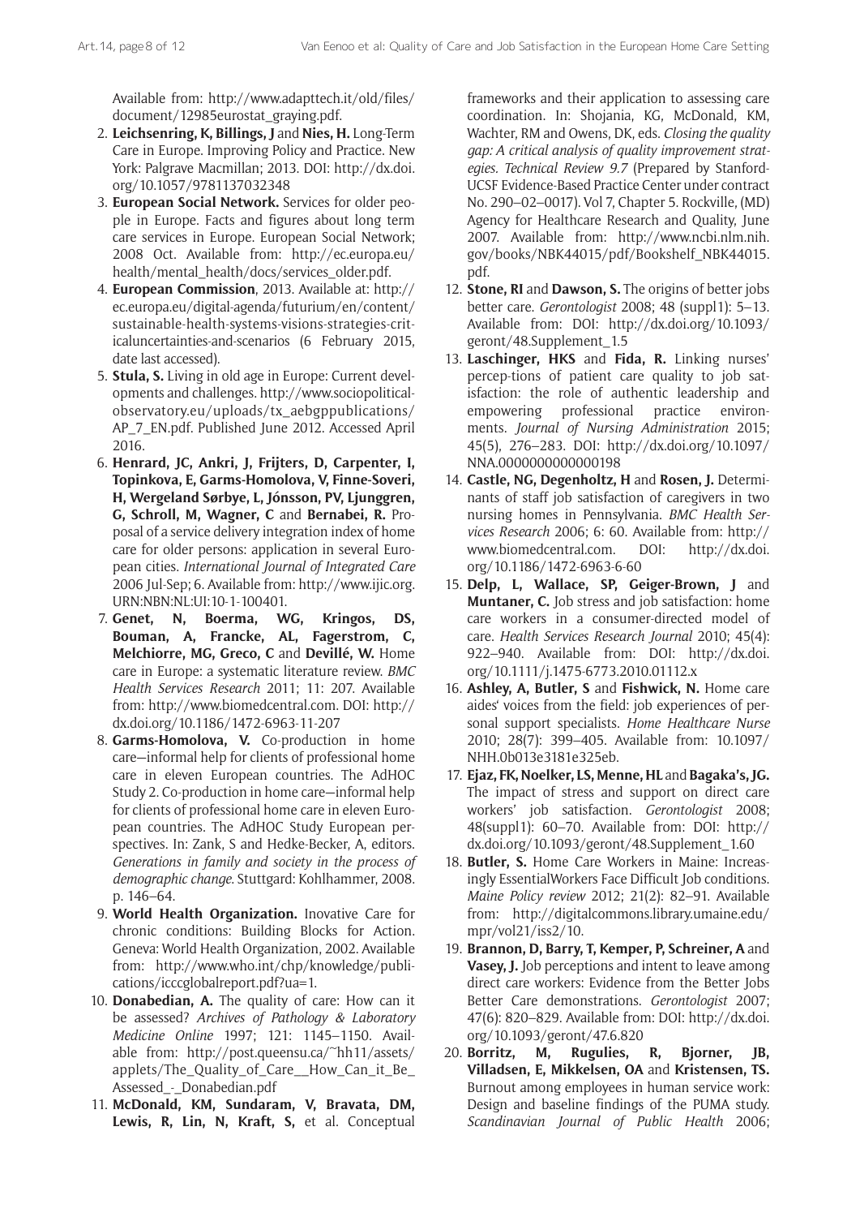Available from: http://www.adapttech.it/old/files/document/12985eurostat_graying.pdf.

2. **Leichsenring, K, Billings, J** and **Nies, H.** Long-Term Care in Europe. Improving Policy and Practice. New York: Palgrave Macmillan; 2013. DOI: http://dx.doi.org/10.1057/9781137032348
3. **European Social Network.** Services for older people in Europe. Facts and figures about long term care services in Europe. European Social Network; 2008 Oct. Available from: http://ec.europa.eu/health/mental_health/docs/services_older.pdf.
4. **European Commission**, 2013. Available at: http://ec.europa.eu/digital-agenda/futurium/en/content/sustainable-health-systems-visions-strategies-criticaluncertainties-and-scenarios (6 February 2015, date last accessed).
5. **Stula, S.** Living in old age in Europe: Current developments and challenges. http://www.sociopolitical-observatory.eu/uploads/tx_aebgppublications/AP_7_EN.pdf. Published June 2012. Accessed April 2016.
6. **Henrard, JC, Ankri, J, Frijters, D, Carpenter, I, Topinkova, E, Garms-Homolova, V, Finne-Soveri, H, Wergeland Sørbye, L, Jónsson, PV, Ljunggren, G, Schroll, M, Wagner, C** and **Bernabei, R.** Proposal of a service delivery integration index of home care for older persons: application in several European cities. *International Journal of Integrated Care* 2006 Jul-Sep; 6. Available from: http://www.ijic.org. URN:NBN:NL:UI:10-1-100401.
7. **Genet, N, Boerma, WG, Kringos, DS, Bouman, A, Francke, AL, Fagerstrom, C, Melchiorre, MG, Greco, C** and **Devillé, W.** Home care in Europe: a systematic literature review. *BMC Health Services Research* 2011; 11: 207. Available from: http://www.biomedcentral.com. DOI: http://dx.doi.org/10.1186/1472-6963-11-207
8. **Garms-Homolova, V.** Co-production in home care—informal help for clients of professional home care in eleven European countries. The AdHOC Study 2. Co-production in home care—informal help for clients of professional home care in eleven European countries. The AdHOC Study European perspectives. In: Zank, S and Hedke-Becker, A, editors. *Generations in family and society in the process of demographic change*. Stuttgard: Kohlhammer, 2008. p. 146–64.
9. **World Health Organization.** Inovative Care for chronic conditions: Building Blocks for Action. Geneva: World Health Organization, 2002. Available from: http://www.who.int/chp/knowledge/publications/icccglobalreport.pdf?ua=1.
10. **Donabedian, A.** The quality of care: How can it be assessed? *Archives of Pathology & Laboratory Medicine Online* 1997; 121: 1145–1150. Available from: http://post.queensu.ca/~hh11/assets/applets/The_Quality_of_Care__How_Can_it_Be_Assessed_-_Donabedian.pdf
11. **McDonald, KM, Sundaram, V, Bravata, DM, Lewis, R, Lin, N, Kraft, S,** et al. Conceptual frameworks and their application to assessing care coordination. In: Shojania, KG, McDonald, KM, Wachter, RM and Owens, DK, eds. *Closing the quality gap: A critical analysis of quality improvement strategies. Technical Review 9.7* (Prepared by Stanford-UCSF Evidence-Based Practice Center under contract No. 290–02–0017). Vol 7, Chapter 5. Rockville, (MD) Agency for Healthcare Research and Quality, June 2007. Available from: http://www.ncbi.nlm.nih.gov/books/NBK44015/pdf/Bookshelf_NBK44015.pdf.
12. **Stone, RI** and **Dawson, S.** The origins of better jobs better care. *Gerontologist* 2008; 48 (suppl1): 5–13. Available from: DOI: http://dx.doi.org/10.1093/geront/48.Supplement_1.5
13. **Laschinger, HKS** and **Fida, R.** Linking nurses' percep-tions of patient care quality to job satisfaction: the role of authentic leadership and empowering professional practice environments. *Journal of Nursing Administration* 2015; 45(5), 276–283. DOI: http://dx.doi.org/10.1097/NNA.0000000000000198
14. **Castle, NG, Degenholtz, H** and **Rosen, J.** Determinants of staff job satisfaction of caregivers in two nursing homes in Pennsylvania. *BMC Health Services Research* 2006; 6: 60. Available from: http://www.biomedcentral.com. DOI: http://dx.doi.org/10.1186/1472-6963-6-60
15. **Delp, L, Wallace, SP, Geiger-Brown, J** and **Muntaner, C.** Job stress and job satisfaction: home care workers in a consumer-directed model of care. *Health Services Research Journal* 2010; 45(4): 922–940. Available from: DOI: http://dx.doi.org/10.1111/j.1475-6773.2010.01112.x
16. **Ashley, A, Butler, S** and **Fishwick, N.** Home care aides' voices from the field: job experiences of personal support specialists. *Home Healthcare Nurse* 2010; 28(7): 399–405. Available from: 10.1097/NHH.0b013e3181e325eb.
17. **Ejaz, FK, Noelker, LS, Menne, HL** and **Bagaka's, JG.** The impact of stress and support on direct care workers' job satisfaction. *Gerontologist* 2008; 48(suppl1): 60–70. Available from: DOI: http://dx.doi.org/10.1093/geront/48.Supplement_1.60
18. **Butler, S.** Home Care Workers in Maine: Increasingly EssentialWorkers Face Difficult Job conditions. *Maine Policy review* 2012; 21(2): 82–91. Available from: http://digitalcommons.library.umaine.edu/mpr/vol21/iss2/10.
19. **Brannon, D, Barry, T, Kemper, P, Schreiner, A** and **Vasey, J.** Job perceptions and intent to leave among direct care workers: Evidence from the Better Jobs Better Care demonstrations. *Gerontologist* 2007; 47(6): 820–829. Available from: DOI: http://dx.doi.org/10.1093/geront/47.6.820
20. **Borritz, M, Rugulies, R, Bjorner, JB, Villadsen, E, Mikkelsen, OA** and **Kristensen, TS.** Burnout among employees in human service work: Design and baseline findings of the PUMA study. *Scandinavian Journal of Public Health* 2006;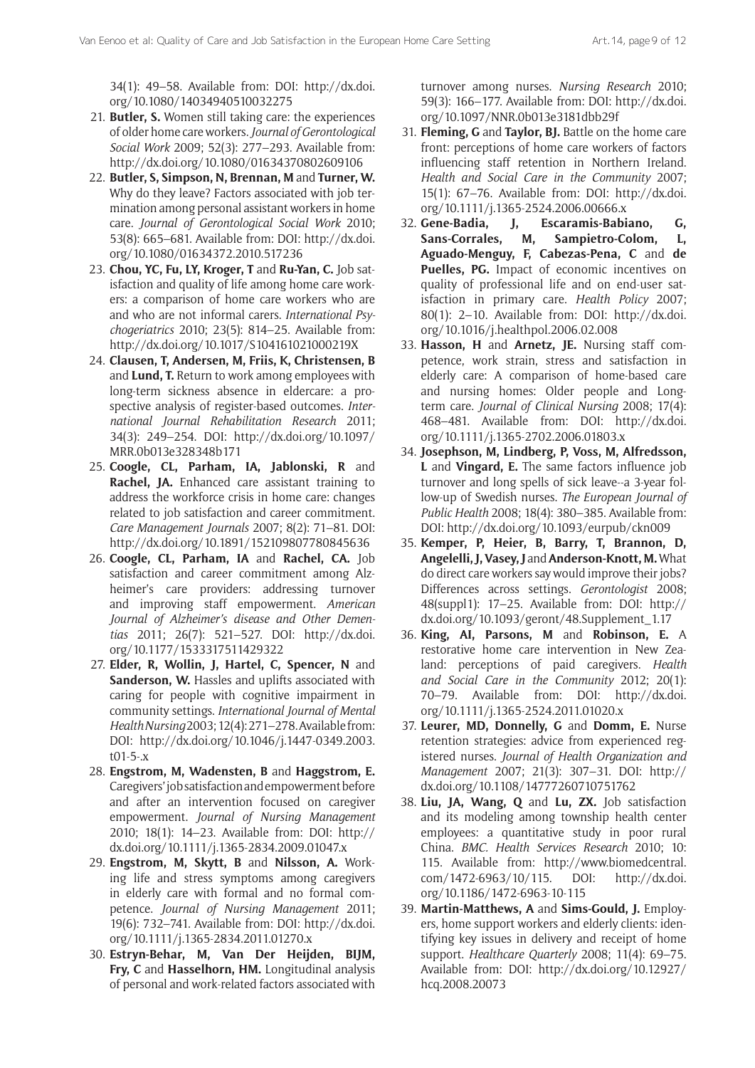34(1): 49–58. Available from: DOI: http://dx.doi.org/10.1080/14034940510032275

21. **Butler, S.** Women still taking care: the experiences of older home care workers. *Journal of Gerontological Social Work* 2009; 52(3): 277–293. Available from: http://dx.doi.org/10.1080/01634370802609106
22. **Butler, S, Simpson, N, Brennan, M** and **Turner, W.** Why do they leave? Factors associated with job termination among personal assistant workers in home care. *Journal of Gerontological Social Work* 2010; 53(8): 665–681. Available from: DOI: http://dx.doi.org/10.1080/01634372.2010.517236
23. **Chou, YC, Fu, LY, Kroger, T** and **Ru-Yan, C.** Job satisfaction and quality of life among home care workers: a comparison of home care workers who are and who are not informal carers. *International Psychogeriatrics* 2010; 23(5): 814–25. Available from: http://dx.doi.org/10.1017/S104161021000219X
24. **Clausen, T, Andersen, M, Friis, K, Christensen, B** and **Lund, T.** Return to work among employees with long-term sickness absence in eldercare: a prospective analysis of register-based outcomes. *International Journal Rehabilitation Research* 2011; 34(3): 249–254. DOI: http://dx.doi.org/10.1097/MRR.0b013e328348b171
25. **Coogle, CL, Parham, IA, Jablonski, R** and **Rachel, JA.** Enhanced care assistant training to address the workforce crisis in home care: changes related to job satisfaction and career commitment. *Care Management Journals* 2007; 8(2): 71–81. DOI: http://dx.doi.org/10.1891/152109807780845636
26. **Coogle, CL, Parham, IA** and **Rachel, CA.** Job satisfaction and career commitment among Alzheimer's care providers: addressing turnover and improving staff empowerment. *American Journal of Alzheimer's disease and Other Dementias* 2011; 26(7): 521–527. DOI: http://dx.doi.org/10.1177/1533317511429322
27. **Elder, R, Wollin, J, Hartel, C, Spencer, N** and **Sanderson, W.** Hassles and uplifts associated with caring for people with cognitive impairment in community settings. *International Journal of Mental Health Nursing* 2003; 12(4): 271–278. Available from: DOI: http://dx.doi.org/10.1046/j.1447-0349.2003.t01-5-.x
28. **Engstrom, M, Wadensten, B** and **Haggstrom, E.** Caregivers' job satisfaction and empowerment before and after an intervention focused on caregiver empowerment. *Journal of Nursing Management* 2010; 18(1): 14–23. Available from: DOI: http://dx.doi.org/10.1111/j.1365-2834.2009.01047.x
29. **Engstrom, M, Skytt, B** and **Nilsson, A.** Working life and stress symptoms among caregivers in elderly care with formal and no formal competence. *Journal of Nursing Management* 2011; 19(6): 732–741. Available from: DOI: http://dx.doi.org/10.1111/j.1365-2834.2011.01270.x
30. **Estryn-Behar, M, Van Der Heijden, BIJM, Fry, C** and **Hasselhorn, HM.** Longitudinal analysis of personal and work-related factors associated with turnover among nurses. *Nursing Research* 2010; 59(3): 166–177. Available from: DOI: http://dx.doi.org/10.1097/NNR.0b013e3181dbb29f
31. **Fleming, G** and **Taylor, BJ.** Battle on the home care front: perceptions of home care workers of factors influencing staff retention in Northern Ireland. *Health and Social Care in the Community* 2007; 15(1): 67–76. Available from: DOI: http://dx.doi.org/10.1111/j.1365-2524.2006.00666.x
32. **Gene-Badia, J, Escaramis-Babiano, G, Sans-Corrales, M, Sampietro-Colom, L, Aguado-Menguy, F, Cabezas-Pena, C** and **de Puelles, PG.** Impact of economic incentives on quality of professional life and on end-user satisfaction in primary care. *Health Policy* 2007; 80(1): 2–10. Available from: DOI: http://dx.doi.org/10.1016/j.healthpol.2006.02.008
33. **Hasson, H** and **Arnetz, JE.** Nursing staff competence, work strain, stress and satisfaction in elderly care: A comparison of home-based care and nursing homes: Older people and Long-term care. *Journal of Clinical Nursing* 2008; 17(4): 468–481. Available from: DOI: http://dx.doi.org/10.1111/j.1365-2702.2006.01803.x
34. **Josephson, M, Lindberg, P, Voss, M, Alfredsson, L** and **Vingard, E.** The same factors influence job turnover and long spells of sick leave--a 3-year follow-up of Swedish nurses. *The European Journal of Public Health* 2008; 18(4): 380–385. Available from: DOI: http://dx.doi.org/10.1093/eurpub/ckn009
35. **Kemper, P, Heier, B, Barry, T, Brannon, D, Angelelli, J, Vasey, J** and **Anderson-Knott, M.** What do direct care workers say would improve their jobs? Differences across settings. *Gerontologist* 2008; 48(suppl1): 17–25. Available from: DOI: http://dx.doi.org/10.1093/geront/48.Supplement_1.17
36. **King, AI, Parsons, M** and **Robinson, E.** A restorative home care intervention in New Zealand: perceptions of paid caregivers. *Health and Social Care in the Community* 2012; 20(1): 70–79. Available from: DOI: http://dx.doi.org/10.1111/j.1365-2524.2011.01020.x
37. **Leurer, MD, Donnelly, G** and **Domm, E.** Nurse retention strategies: advice from experienced registered nurses. *Journal of Health Organization and Management* 2007; 21(3): 307–31. DOI: http://dx.doi.org/10.1108/14777260710751762
38. **Liu, JA, Wang, Q** and **Lu, ZX.** Job satisfaction and its modeling among township health center employees: a quantitative study in poor rural China. *BMC. Health Services Research* 2010; 10: 115. Available from: http://www.biomedcentral.com/1472-6963/10/115. DOI: http://dx.doi.org/10.1186/1472-6963-10-115
39. **Martin-Matthews, A** and **Sims-Gould, J.** Employers, home support workers and elderly clients: identifying key issues in delivery and receipt of home support. *Healthcare Quarterly* 2008; 11(4): 69–75. Available from: DOI: http://dx.doi.org/10.12927/hcq.2008.20073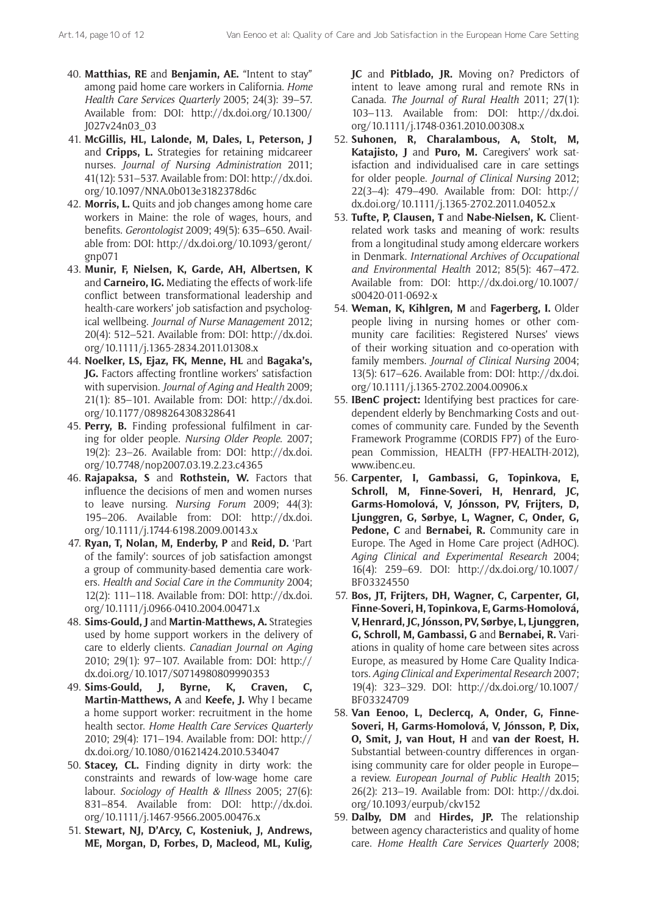40. **Matthias, RE** and **Benjamin, AE.** "Intent to stay" among paid home care workers in California. *Home Health Care Services Quarterly* 2005; 24(3): 39–57. Available from: DOI: http://dx.doi.org/10.1300/J027v24n03_03
41. **McGillis, HL, Lalonde, M, Dales, L, Peterson, J** and **Cripps, L.** Strategies for retaining midcareer nurses. *Journal of Nursing Administration* 2011; 41(12): 531–537. Available from: DOI: http://dx.doi.org/10.1097/NNA.0b013e3182378d6c
42. **Morris, L.** Quits and job changes among home care workers in Maine: the role of wages, hours, and benefits. *Gerontologist* 2009; 49(5): 635–650. Available from: DOI: http://dx.doi.org/10.1093/geront/gnp071
43. **Munir, F, Nielsen, K, Garde, AH, Albertsen, K** and **Carneiro, IG.** Mediating the effects of work-life conflict between transformational leadership and health-care workers' job satisfaction and psychological wellbeing. *Journal of Nurse Management* 2012; 20(4): 512–521. Available from: DOI: http://dx.doi.org/10.1111/j.1365-2834.2011.01308.x
44. **Noelker, LS, Ejaz, FK, Menne, HL** and **Bagaka's, JG.** Factors affecting frontline workers' satisfaction with supervision. *Journal of Aging and Health* 2009; 21(1): 85–101. Available from: DOI: http://dx.doi.org/10.1177/0898264308328641
45. **Perry, B.** Finding professional fulfilment in caring for older people. *Nursing Older People*. 2007; 19(2): 23–26. Available from: DOI: http://dx.doi.org/10.7748/nop2007.03.19.2.23.c4365
46. **Rajapaksa, S** and **Rothstein, W.** Factors that influence the decisions of men and women nurses to leave nursing. *Nursing Forum* 2009; 44(3): 195–206. Available from: DOI: http://dx.doi.org/10.1111/j.1744-6198.2009.00143.x
47. **Ryan, T, Nolan, M, Enderby, P** and **Reid, D.** 'Part of the family': sources of job satisfaction amongst a group of community-based dementia care workers. *Health and Social Care in the Community* 2004; 12(2): 111–118. Available from: DOI: http://dx.doi.org/10.1111/j.0966-0410.2004.00471.x
48. **Sims-Gould, J** and **Martin-Matthews, A.** Strategies used by home support workers in the delivery of care to elderly clients. *Canadian Journal on Aging* 2010; 29(1): 97–107. Available from: DOI: http://dx.doi.org/10.1017/S0714980809990353
49. **Sims-Gould, J, Byrne, K, Craven, C, Martin-Matthews, A** and **Keefe, J.** Why I became a home support worker: recruitment in the home health sector. *Home Health Care Services Quarterly* 2010; 29(4): 171–194. Available from: DOI: http://dx.doi.org/10.1080/01621424.2010.534047
50. **Stacey, CL.** Finding dignity in dirty work: the constraints and rewards of low-wage home care labour. *Sociology of Health & Illness* 2005; 27(6): 831–854. Available from: DOI: http://dx.doi.org/10.1111/j.1467-9566.2005.00476.x
51. **Stewart, NJ, D'Arcy, C, Kosteniuk, J, Andrews, ME, Morgan, D, Forbes, D, Macleod, ML, Kulig, JC** and **Pitblado, JR.** Moving on? Predictors of intent to leave among rural and remote RNs in Canada. *The Journal of Rural Health* 2011; 27(1): 103–113. Available from: DOI: http://dx.doi.org/10.1111/j.1748-0361.2010.00308.x
52. **Suhonen, R, Charalambous, A, Stolt, M, Katajisto, J** and **Puro, M.** Caregivers' work satisfaction and individualised care in care settings for older people. *Journal of Clinical Nursing* 2012; 22(3–4): 479–490. Available from: DOI: http://dx.doi.org/10.1111/j.1365-2702.2011.04052.x
53. **Tufte, P, Clausen, T** and **Nabe-Nielsen, K.** Client-related work tasks and meaning of work: results from a longitudinal study among eldercare workers in Denmark. *International Archives of Occupational and Environmental Health* 2012; 85(5): 467–472. Available from: DOI: http://dx.doi.org/10.1007/s00420-011-0692-x
54. **Weman, K, Kihlgren, M** and **Fagerberg, I.** Older people living in nursing homes or other community care facilities: Registered Nurses' views of their working situation and co-operation with family members. *Journal of Clinical Nursing* 2004; 13(5): 617–626. Available from: DOI: http://dx.doi.org/10.1111/j.1365-2702.2004.00906.x
55. **IBenC project:** Identifying best practices for care-dependent elderly by Benchmarking Costs and outcomes of community care. Funded by the Seventh Framework Programme (CORDIS FP7) of the European Commission, HEALTH (FP7-HEALTH-2012), www.ibenc.eu.
56. **Carpenter, I, Gambassi, G, Topinkova, E, Schroll, M, Finne-Soveri, H, Henrard, JC, Garms-Homolová, V, Jónsson, PV, Frijters, D, Ljunggren, G, Sørbye, L, Wagner, C, Onder, G, Pedone, C** and **Bernabei, R.** Community care in Europe. The Aged in Home Care project (AdHOC). *Aging Clinical and Experimental Research* 2004; 16(4): 259–69. DOI: http://dx.doi.org/10.1007/BF03324550
57. **Bos, JT, Frijters, DH, Wagner, C, Carpenter, GI, Finne-Soveri, H, Topinkova, E, Garms-Homolová, V, Henrard, JC, Jónsson, PV, Sørbye, L, Ljunggren, G, Schroll, M, Gambassi, G** and **Bernabei, R.** Variations in quality of home care between sites across Europe, as measured by Home Care Quality Indicators. *Aging Clinical and Experimental Research* 2007; 19(4): 323–329. DOI: http://dx.doi.org/10.1007/BF03324709
58. **Van Eenoo, L, Declercq, A, Onder, G, Finne-Soveri, H, Garms-Homolová, V, Jónsson, P, Dix, O, Smit, J, van Hout, H** and **van der Roest, H.** Substantial between-country differences in organising community care for older people in Europe—a review. *European Journal of Public Health* 2015; 26(2): 213–19. Available from: DOI: http://dx.doi.org/10.1093/eurpub/ckv152
59. **Dalby, DM** and **Hirdes, JP.** The relationship between agency characteristics and quality of home care. *Home Health Care Services Quarterly* 2008;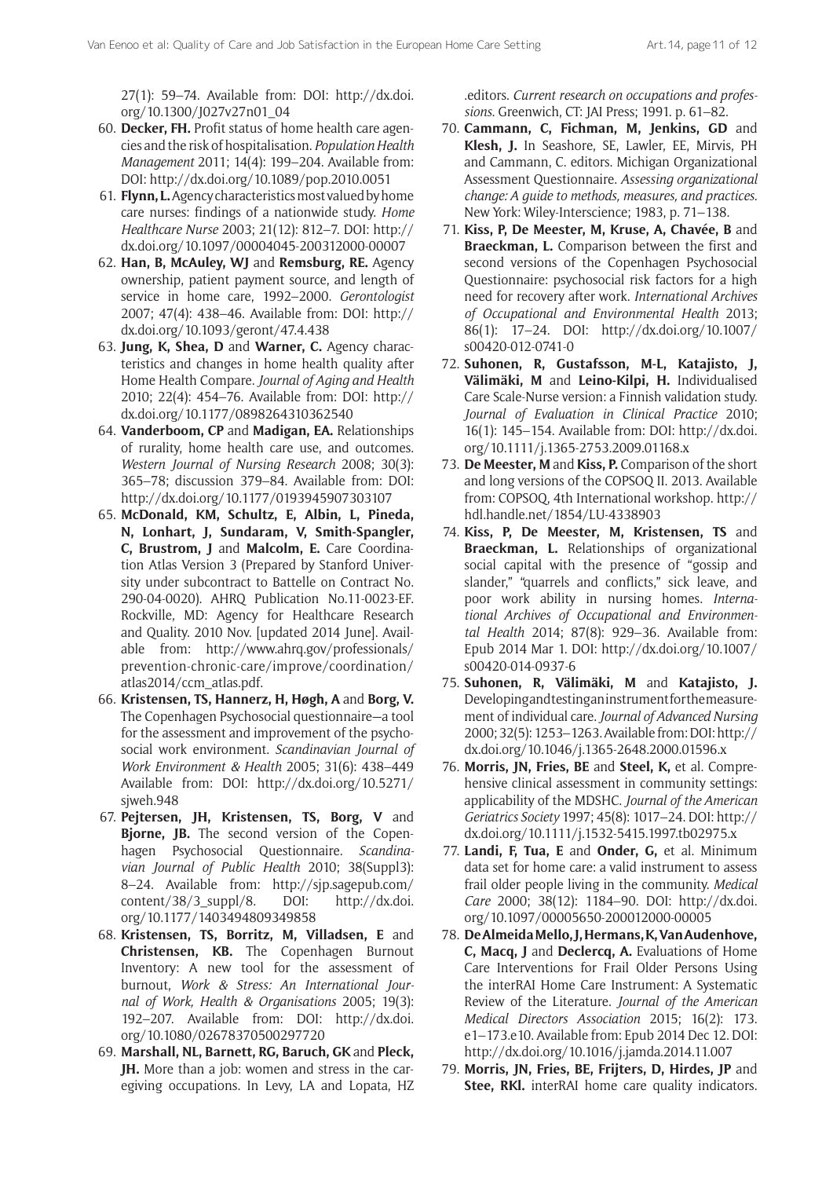27(1): 59–74. Available from: DOI: http://dx.doi.org/10.1300/J027v27n01_04

60. **Decker, FH.** Profit status of home health care agencies and the risk of hospitalisation. *Population Health Management* 2011; 14(4): 199–204. Available from: DOI: http://dx.doi.org/10.1089/pop.2010.0051
61. **Flynn, L.** Agency characteristics most valued by home care nurses: findings of a nationwide study. *Home Healthcare Nurse* 2003; 21(12): 812–7. DOI: http://dx.doi.org/10.1097/00004045-200312000-00007
62. **Han, B, McAuley, WJ** and **Remsburg, RE.** Agency ownership, patient payment source, and length of service in home care, 1992–2000. *Gerontologist* 2007; 47(4): 438–46. Available from: DOI: http://dx.doi.org/10.1093/geront/47.4.438
63. **Jung, K, Shea, D** and **Warner, C.** Agency characteristics and changes in home health quality after Home Health Compare. *Journal of Aging and Health* 2010; 22(4): 454–76. Available from: DOI: http://dx.doi.org/10.1177/0898264310362540
64. **Vanderboom, CP** and **Madigan, EA.** Relationships of rurality, home health care use, and outcomes. *Western Journal of Nursing Research* 2008; 30(3): 365–78; discussion 379–84. Available from: DOI: http://dx.doi.org/10.1177/0193945907303107
65. **McDonald, KM, Schultz, E, Albin, L, Pineda, N, Lonhart, J, Sundaram, V, Smith-Spangler, C, Brustrom, J** and **Malcolm, E.** Care Coordination Atlas Version 3 (Prepared by Stanford University under subcontract to Battelle on Contract No. 290-04-0020). AHRQ Publication No.11-0023-EF. Rockville, MD: Agency for Healthcare Research and Quality. 2010 Nov. [updated 2014 June]. Available from: http://www.ahrq.gov/professionals/prevention-chronic-care/improve/coordination/atlas2014/ccm_atlas.pdf.
66. **Kristensen, TS, Hannerz, H, Høgh, A** and **Borg, V.** The Copenhagen Psychosocial questionnaire—a tool for the assessment and improvement of the psychosocial work environment. *Scandinavian Journal of Work Environment & Health* 2005; 31(6): 438–449 Available from: DOI: http://dx.doi.org/10.5271/sjweh.948
67. **Pejtersen, JH, Kristensen, TS, Borg, V** and **Bjorne, JB.** The second version of the Copenhagen Psychosocial Questionnaire. *Scandinavian Journal of Public Health* 2010; 38(Suppl3): 8–24. Available from: http://sjp.sagepub.com/content/38/3_suppl/8. DOI: http://dx.doi.org/10.1177/1403494809349858
68. **Kristensen, TS, Borritz, M, Villadsen, E** and **Christensen, KB.** The Copenhagen Burnout Inventory: A new tool for the assessment of burnout, *Work & Stress: An International Journal of Work, Health & Organisations* 2005; 19(3): 192–207. Available from: DOI: http://dx.doi.org/10.1080/02678370500297720
69. **Marshall, NL, Barnett, RG, Baruch, GK** and **Pleck, JH.** More than a job: women and stress in the caregiving occupations. In Levy, LA and Lopata, HZ .editors. *Current research on occupations and professions*. Greenwich, CT: JAI Press; 1991. p. 61–82.
70. **Cammann, C, Fichman, M, Jenkins, GD** and **Klesh, J.** In Seashore, SE, Lawler, EE, Mirvis, PH and Cammann, C. editors. Michigan Organizational Assessment Questionnaire. *Assessing organizational change: A guide to methods, measures, and practices*. New York: Wiley-Interscience; 1983, p. 71–138.
71. **Kiss, P, De Meester, M, Kruse, A, Chavée, B** and **Braeckman, L.** Comparison between the first and second versions of the Copenhagen Psychosocial Questionnaire: psychosocial risk factors for a high need for recovery after work. *International Archives of Occupational and Environmental Health* 2013; 86(1): 17–24. DOI: http://dx.doi.org/10.1007/s00420-012-0741-0
72. **Suhonen, R, Gustafsson, M-L, Katajisto, J, Välimäki, M** and **Leino-Kilpi, H.** Individualised Care Scale-Nurse version: a Finnish validation study. *Journal of Evaluation in Clinical Practice* 2010; 16(1): 145–154. Available from: DOI: http://dx.doi.org/10.1111/j.1365-2753.2009.01168.x
73. **De Meester, M** and **Kiss, P.** Comparison of the short and long versions of the COPSOQ II. 2013. Available from: COPSOQ, 4th International workshop. http://hdl.handle.net/1854/LU-4338903
74. **Kiss, P, De Meester, M, Kristensen, TS** and **Braeckman, L.** Relationships of organizational social capital with the presence of "gossip and slander," "quarrels and conflicts," sick leave, and poor work ability in nursing homes. *International Archives of Occupational and Environmental Health* 2014; 87(8): 929–36. Available from: Epub 2014 Mar 1. DOI: http://dx.doi.org/10.1007/s00420-014-0937-6
75. **Suhonen, R, Välimäki, M** and **Katajisto, J.** Developing and testing an instrument for the measurement of individual care. *Journal of Advanced Nursing* 2000; 32(5): 1253–1263. Available from: DOI: http://dx.doi.org/10.1046/j.1365-2648.2000.01596.x
76. **Morris, JN, Fries, BE** and **Steel, K,** et al. Comprehensive clinical assessment in community settings: applicability of the MDSHC. *Journal of the American Geriatrics Society* 1997; 45(8): 1017–24. DOI: http://dx.doi.org/10.1111/j.1532-5415.1997.tb02975.x
77. **Landi, F, Tua, E** and **Onder, G,** et al. Minimum data set for home care: a valid instrument to assess frail older people living in the community. *Medical Care* 2000; 38(12): 1184–90. DOI: http://dx.doi.org/10.1097/00005650-200012000-00005
78. **De Almeida Mello, J, Hermans, K, Van Audenhove, C, Macq, J** and **Declercq, A.** Evaluations of Home Care Interventions for Frail Older Persons Using the interRAI Home Care Instrument: A Systematic Review of the Literature. *Journal of the American Medical Directors Association* 2015; 16(2): 173.e1–173.e10. Available from: Epub 2014 Dec 12. DOI: http://dx.doi.org/10.1016/j.jamda.2014.11.007
79. **Morris, JN, Fries, BE, Frijters, D, Hirdes, JP** and **Stee, RKl.** interRAI home care quality indicators.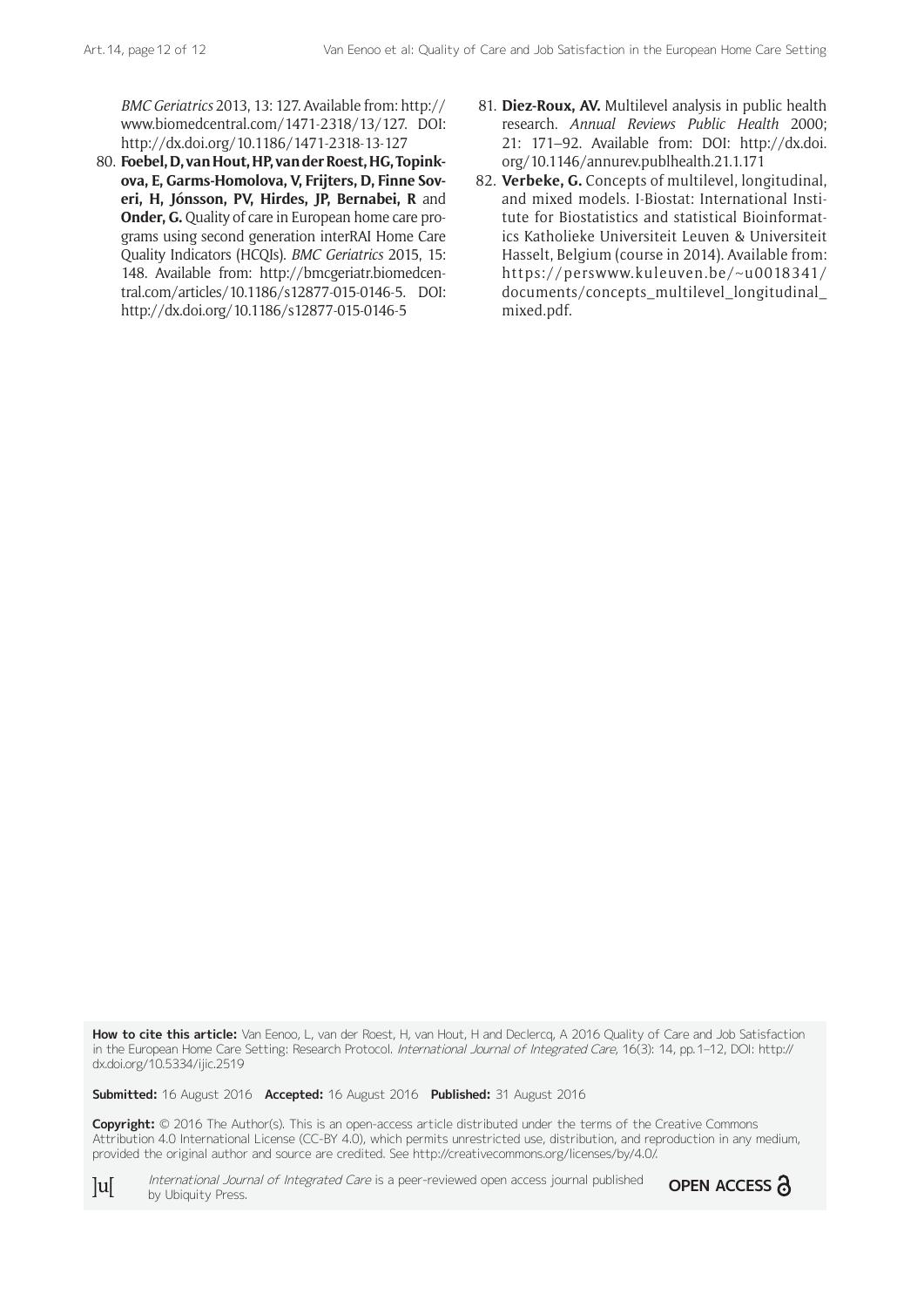*BMC Geriatrics* 2013, 13: 127. Available from: http://www.biomedcentral.com/1471-2318/13/127. DOI: http://dx.doi.org/10.1186/1471-2318-13-127

80. **Foebel, D, van Hout, HP, van der Roest, HG, Topinkova, E, Garms-Homolova, V, Frijters, D, Finne Soveri, H, Jónsson, PV, Hirdes, JP, Bernabei, R** and **Onder, G.** Quality of care in European home care programs using second generation interRAI Home Care Quality Indicators (HCQIs). *BMC Geriatrics* 2015, 15: 148. Available from: http://bmcgeriatr.biomedcentral.com/articles/10.1186/s12877-015-0146-5. DOI: http://dx.doi.org/10.1186/s12877-015-0146-5
81. **Diez-Roux, AV.** Multilevel analysis in public health research. *Annual Reviews Public Health* 2000; 21: 171–92. Available from: DOI: http://dx.doi.org/10.1146/annurev.publhealth.21.1.171
82. **Verbeke, G.** Concepts of multilevel, longitudinal, and mixed models. I-Biostat: International Institute for Biostatistics and statistical Bioinformatics Katholieke Universiteit Leuven & Universiteit Hasselt, Belgium (course in 2014). Available from: https://perswww.kuleuven.be/~u0018341/documents/concepts_multilevel_longitudinal_mixed.pdf.

**How to cite this article:** Van Eenoo, L, van der Roest, H, van Hout, H and Declercq, A 2016 Quality of Care and Job Satisfaction in the European Home Care Setting: Research Protocol. *International Journal of Integrated Care*, 16(3): 14, pp. 1–12, DOI: http://dx.doi.org/10.5334/ijic.2519

**Submitted:** 16 August 2016 **Accepted:** 16 August 2016 **Published:** 31 August 2016

**Copyright:** © 2016 The Author(s). This is an open-access article distributed under the terms of the Creative Commons Attribution 4.0 International License (CC-BY 4.0), which permits unrestricted use, distribution, and reproduction in any medium, provided the original author and source are credited. See http://creativecommons.org/licenses/by/4.0/.

*International Journal of Integrated Care* is a peer-reviewed open access journal published by Ubiquity Press.

**OPEN ACCESS**